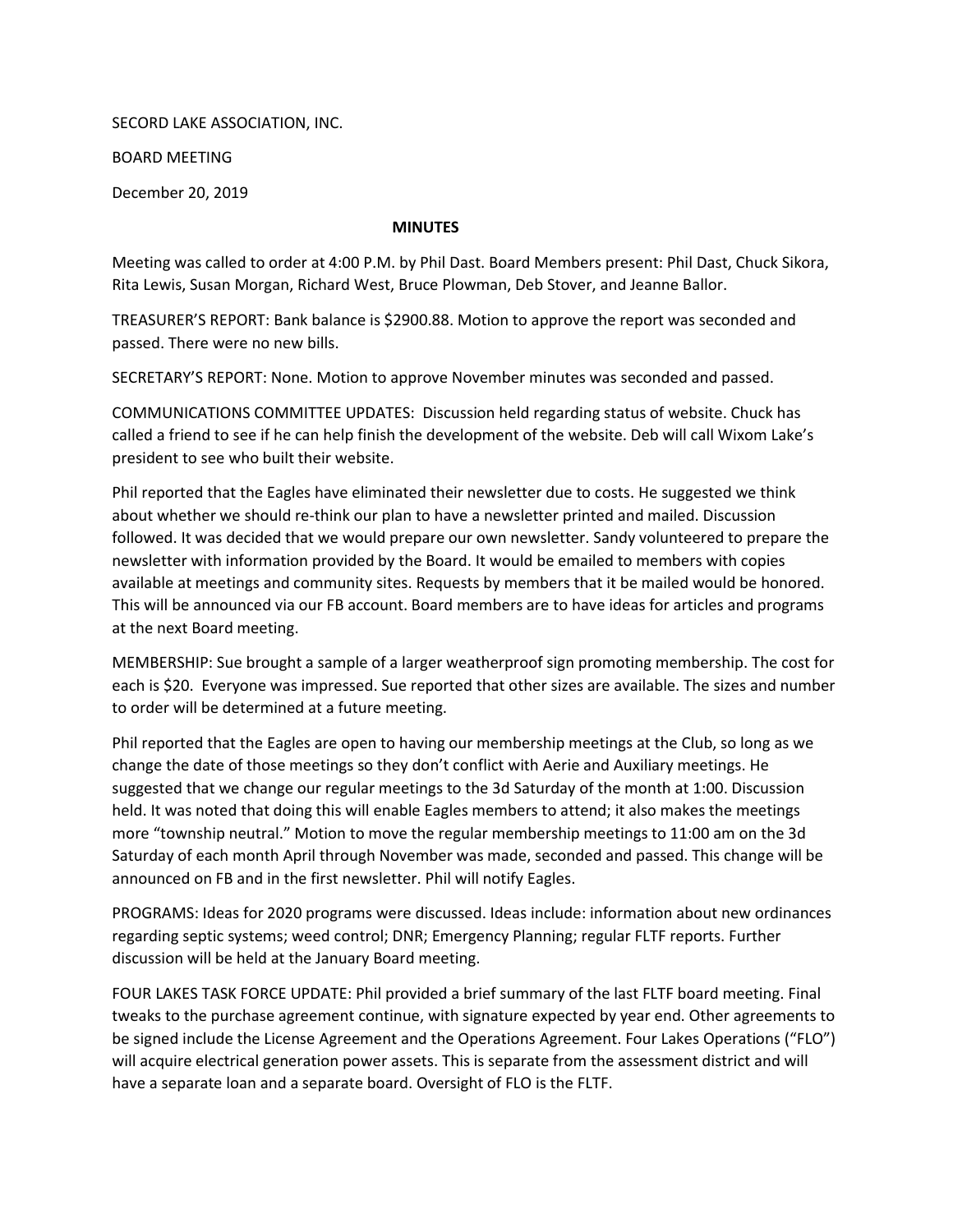SECORD LAKE ASSOCIATION, INC.

BOARD MEETING

December 20, 2019

**MINUTES**

Meeting was called to order at 4:00 P.M. by Phil Dast. Board Members present: Phil Dast, Chuck Sikora, Rita Lewis, Susan Morgan, Richard West, Bruce Plowman, Deb Stover, and Jeanne Ballor.

TREASURER'S REPORT: Bank balance is $2900.88. Motion to approve the report was seconded and passed. There were no new bills.

SECRETARY'S REPORT: None. Motion to approve November minutes was seconded and passed.

COMMUNICATIONS COMMITTEE UPDATES: Discussion held regarding status of website. Chuck has called a friend to see if he can help finish the development of the website. Deb will call Wixom Lake's president to see who built their website.

Phil reported that the Eagles have eliminated their newsletter due to costs. He suggested we think about whether we should re-think our plan to have a newsletter printed and mailed. Discussion followed. It was decided that we would prepare our own newsletter. Sandy volunteered to prepare the newsletter with information provided by the Board. It would be emailed to members with copies available at meetings and community sites. Requests by members that it be mailed would be honored. This will be announced via our FB account. Board members are to have ideas for articles and programs at the next Board meeting.

MEMBERSHIP: Sue brought a sample of a larger weatherproof sign promoting membership. The cost for each is $20. Everyone was impressed. Sue reported that other sizes are available. The sizes and number to order will be determined at a future meeting.

Phil reported that the Eagles are open to having our membership meetings at the Club, so long as we change the date of those meetings so they don't conflict with Aerie and Auxiliary meetings. He suggested that we change our regular meetings to the 3d Saturday of the month at 1:00. Discussion held. It was noted that doing this will enable Eagles members to attend; it also makes the meetings more "township neutral." Motion to move the regular membership meetings to 11:00 am on the 3d Saturday of each month April through November was made, seconded and passed. This change will be announced on FB and in the first newsletter. Phil will notify Eagles.

PROGRAMS: Ideas for 2020 programs were discussed. Ideas include: information about new ordinances regarding septic systems; weed control; DNR; Emergency Planning; regular FLTF reports. Further discussion will be held at the January Board meeting.

FOUR LAKES TASK FORCE UPDATE: Phil provided a brief summary of the last FLTF board meeting. Final tweaks to the purchase agreement continue, with signature expected by year end. Other agreements to be signed include the License Agreement and the Operations Agreement. Four Lakes Operations ("FLO") will acquire electrical generation power assets. This is separate from the assessment district and will have a separate loan and a separate board. Oversight of FLO is the FLTF.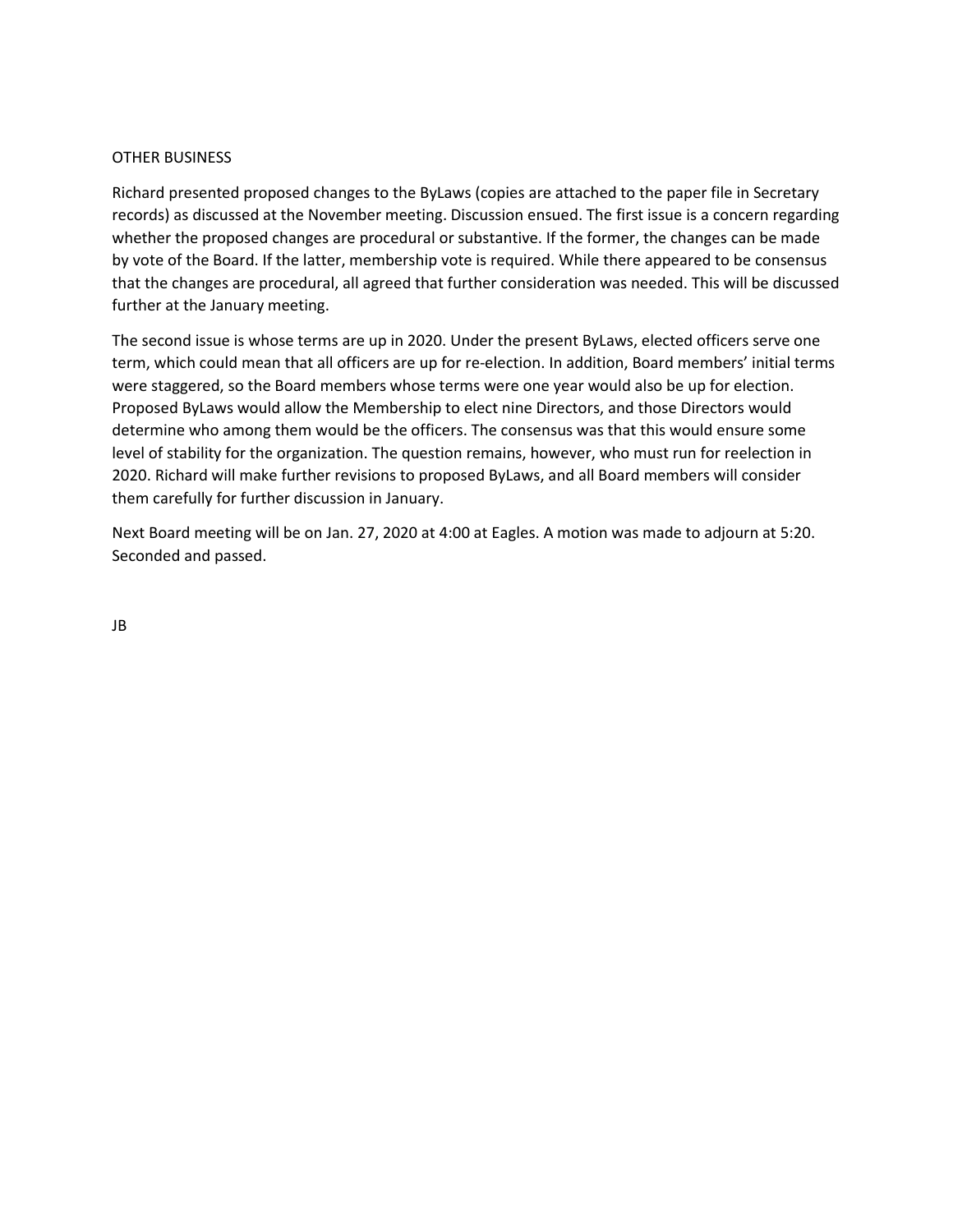OTHER BUSINESS

Richard presented proposed changes to the ByLaws (copies are attached to the paper file in Secretary records) as discussed at the November meeting. Discussion ensued. The first issue is a concern regarding whether the proposed changes are procedural or substantive. If the former, the changes can be made by vote of the Board. If the latter, membership vote is required. While there appeared to be consensus that the changes are procedural, all agreed that further consideration was needed. This will be discussed further at the January meeting.

The second issue is whose terms are up in 2020. Under the present ByLaws, elected officers serve one term, which could mean that all officers are up for re-election. In addition, Board members' initial terms were staggered, so the Board members whose terms were one year would also be up for election. Proposed ByLaws would allow the Membership to elect nine Directors, and those Directors would determine who among them would be the officers. The consensus was that this would ensure some level of stability for the organization. The question remains, however, who must run for reelection in 2020. Richard will make further revisions to proposed ByLaws, and all Board members will consider them carefully for further discussion in January.

Next Board meeting will be on Jan. 27, 2020 at 4:00 at Eagles. A motion was made to adjourn at 5:20. Seconded and passed.

JB